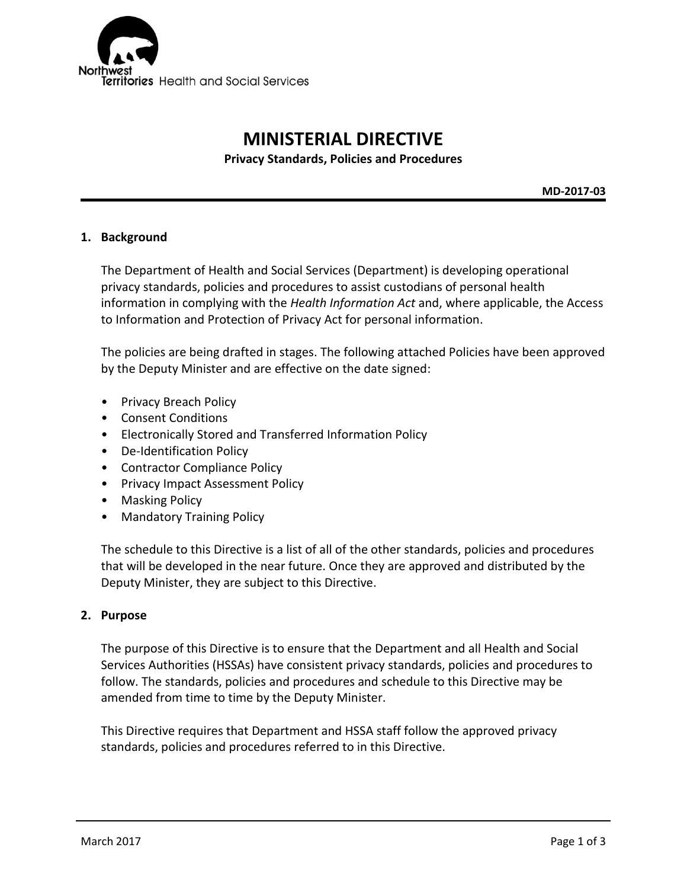Northwest Territories Health and Social Services

# MINISTERIAL DIRECTIVE

**Privacy Standards, Policies and Procedures**

**MD-2017-03**

## 1. Background

The Department of Health and Social Services (Department) is developing operational privacy standards, policies and procedures to assist custodians of personal health information in complying with the *Health Information Act* and, where applicable, the Access to Information and Protection of Privacy Act for personal information.

The policies are being drafted in stages. The following attached Policies have been approved by the Deputy Minister and are effective on the date signed:

- Privacy Breach Policy
- Consent Conditions
- Electronically Stored and Transferred Information Policy
- De-Identification Policy
- Contractor Compliance Policy
- Privacy Impact Assessment Policy
- Masking Policy
- Mandatory Training Policy

The schedule to this Directive is a list of all of the other standards, policies and procedures that will be developed in the near future. Once they are approved and distributed by the Deputy Minister, they are subject to this Directive.

## 2. Purpose

The purpose of this Directive is to ensure that the Department and all Health and Social Services Authorities (HSSAs) have consistent privacy standards, policies and procedures to follow. The standards, policies and procedures and schedule to this Directive may be amended from time to time by the Deputy Minister.

This Directive requires that Department and HSSA staff follow the approved privacy standards, policies and procedures referred to in this Directive.

March 2017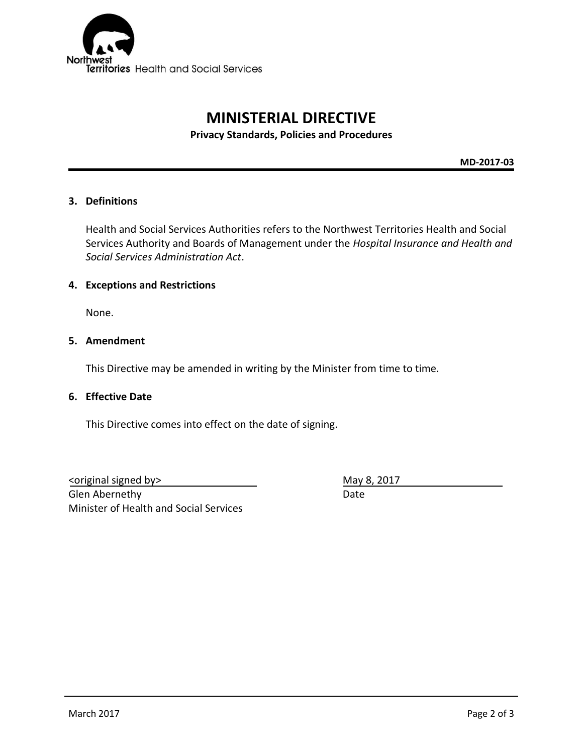# MINISTERIAL DIRECTIVE

**Privacy Standards, Policies and Procedures**

**MD-2017-03**

### 3. Definitions

Health and Social Services Authorities refers to the Northwest Territories Health and Social Services Authority and Boards of Management under the *Hospital Insurance and Health and Social Services Administration Act*.

### 4. Exceptions and Restrictions

None.

### 5. Amendment

This Directive may be amended in writing by the Minister from time to time.

### 6. Effective Date

This Directive comes into effect on the date of signing.

<original signed by>
Glen Abernethy
Minister of Health and Social Services

May 8, 2017
Date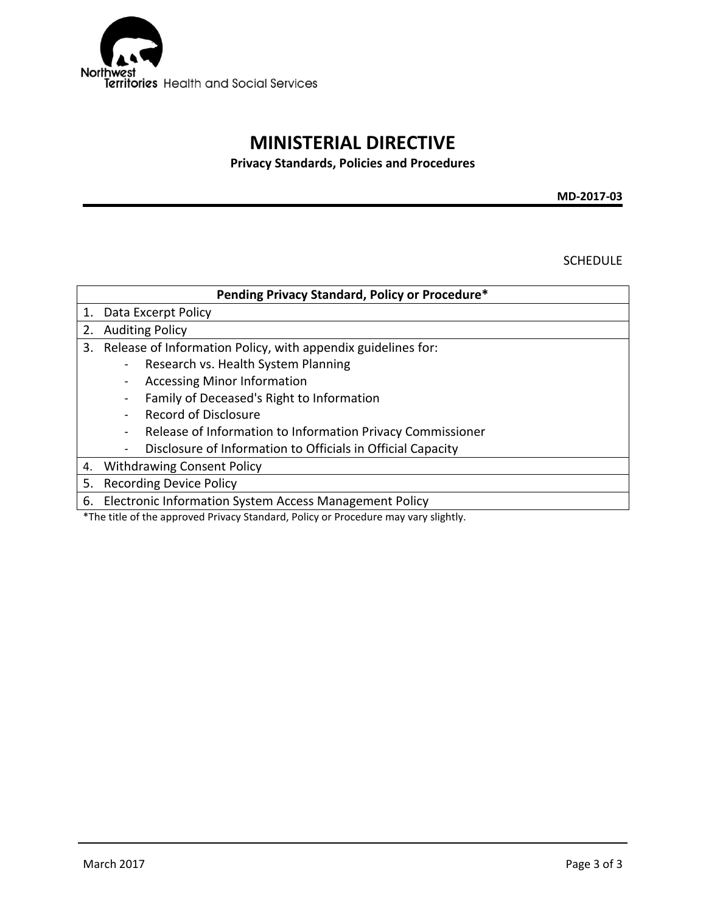Northwest Territories Health and Social Services

# MINISTERIAL DIRECTIVE

**Privacy Standards, Policies and Procedures**

**MD-2017-03**

SCHEDULE

| Pending Privacy Standard, Policy or Procedure* |
|---|
| 1. Data Excerpt Policy |
| 2. Auditing Policy |
| 3. Release of Information Policy, with appendix guidelines for:<br>- Research vs. Health System Planning<br>- Accessing Minor Information<br>- Family of Deceased's Right to Information<br>- Record of Disclosure<br>- Release of Information to Information Privacy Commissioner<br>- Disclosure of Information to Officials in Official Capacity |
| 4. Withdrawing Consent Policy |
| 5. Recording Device Policy |
| 6. Electronic Information System Access Management Policy |

*The title of the approved Privacy Standard, Policy or Procedure may vary slightly.

March 2017